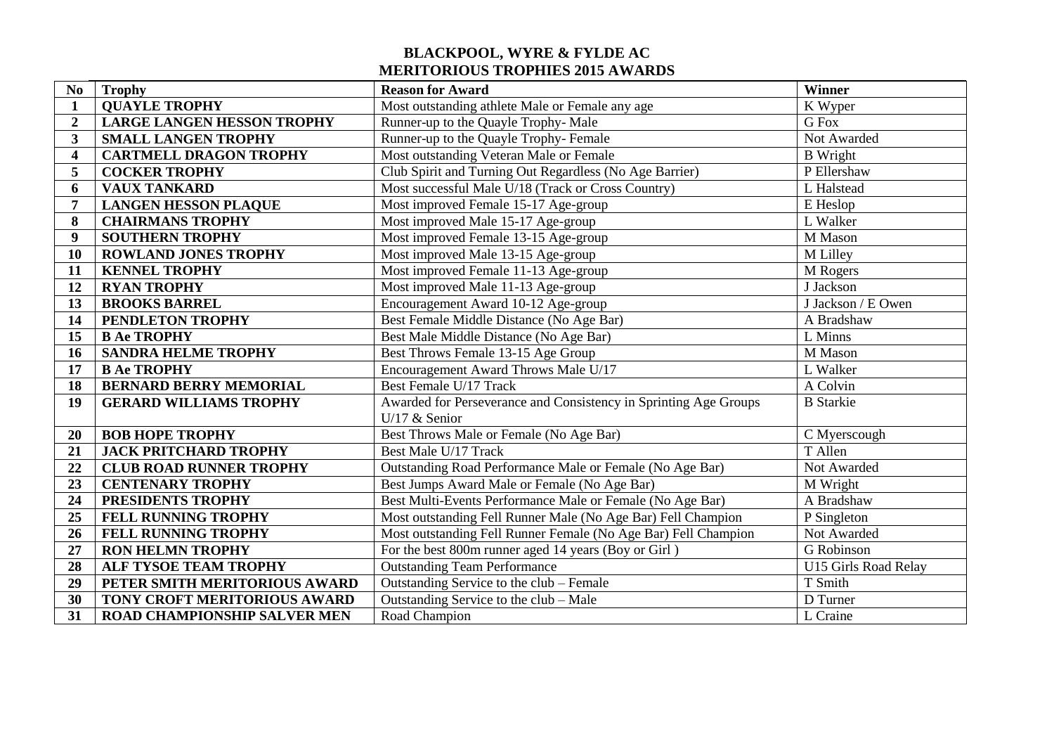# BLACKPOOL, WYRE & FYLDE AC
## MERITORIOUS TROPHIES 2015 AWARDS

| No | Trophy | Reason for Award | Winner |
|---|---|---|---|
| 1 | QUAYLE TROPHY | Most outstanding athlete Male or Female any age | K Wyper |
| 2 | LARGE LANGEN HESSON TROPHY | Runner-up to the Quayle Trophy- Male | G Fox |
| 3 | SMALL LANGEN TROPHY | Runner-up to the Quayle Trophy- Female | Not Awarded |
| 4 | CARTMELL DRAGON TROPHY | Most outstanding Veteran Male or Female | B Wright |
| 5 | COCKER TROPHY | Club Spirit and Turning Out Regardless (No Age Barrier) | P Ellershaw |
| 6 | VAUX TANKARD | Most successful Male U/18 (Track or Cross Country) | L Halstead |
| 7 | LANGEN HESSON PLAQUE | Most improved Female 15-17 Age-group | E Heslop |
| 8 | CHAIRMANS TROPHY | Most improved Male 15-17 Age-group | L Walker |
| 9 | SOUTHERN TROPHY | Most improved Female 13-15 Age-group | M Mason |
| 10 | ROWLAND JONES TROPHY | Most improved Male 13-15 Age-group | M Lilley |
| 11 | KENNEL TROPHY | Most improved Female 11-13 Age-group | M Rogers |
| 12 | RYAN TROPHY | Most improved Male 11-13 Age-group | J Jackson |
| 13 | BROOKS BARREL | Encouragement Award 10-12 Age-group | J Jackson / E Owen |
| 14 | PENDLETON TROPHY | Best Female Middle Distance (No Age Bar) | A Bradshaw |
| 15 | B Ae TROPHY | Best Male Middle Distance (No Age Bar) | L Minns |
| 16 | SANDRA HELME TROPHY | Best Throws Female 13-15 Age Group | M Mason |
| 17 | B Ae TROPHY | Encouragement Award Throws Male U/17 | L Walker |
| 18 | BERNARD BERRY MEMORIAL | Best Female U/17 Track | A Colvin |
| 19 | GERARD WILLIAMS TROPHY | Awarded for Perseverance and Consistency in Sprinting Age Groups U/17 & Senior | B Starkie |
| 20 | BOB HOPE TROPHY | Best Throws Male or Female (No Age Bar) | C Myerscough |
| 21 | JACK PRITCHARD TROPHY | Best Male U/17 Track | T Allen |
| 22 | CLUB ROAD RUNNER TROPHY | Outstanding Road Performance Male or Female (No Age Bar) | Not Awarded |
| 23 | CENTENARY TROPHY | Best Jumps Award Male or Female (No Age Bar) | M Wright |
| 24 | PRESIDENTS TROPHY | Best Multi-Events Performance Male or Female (No Age Bar) | A Bradshaw |
| 25 | FELL RUNNING TROPHY | Most outstanding Fell Runner Male (No Age Bar) Fell Champion | P Singleton |
| 26 | FELL RUNNING TROPHY | Most outstanding Fell Runner Female (No Age Bar) Fell Champion | Not Awarded |
| 27 | RON HELMN TROPHY | For the best 800m runner aged 14 years (Boy or Girl ) | G Robinson |
| 28 | ALF TYSOE TEAM TROPHY | Outstanding Team Performance | U15 Girls Road Relay |
| 29 | PETER SMITH MERITORIOUS AWARD | Outstanding Service to the club – Female | T Smith |
| 30 | TONY CROFT MERITORIOUS AWARD | Outstanding Service to the club – Male | D Turner |
| 31 | ROAD CHAMPIONSHIP SALVER MEN | Road Champion | L Craine |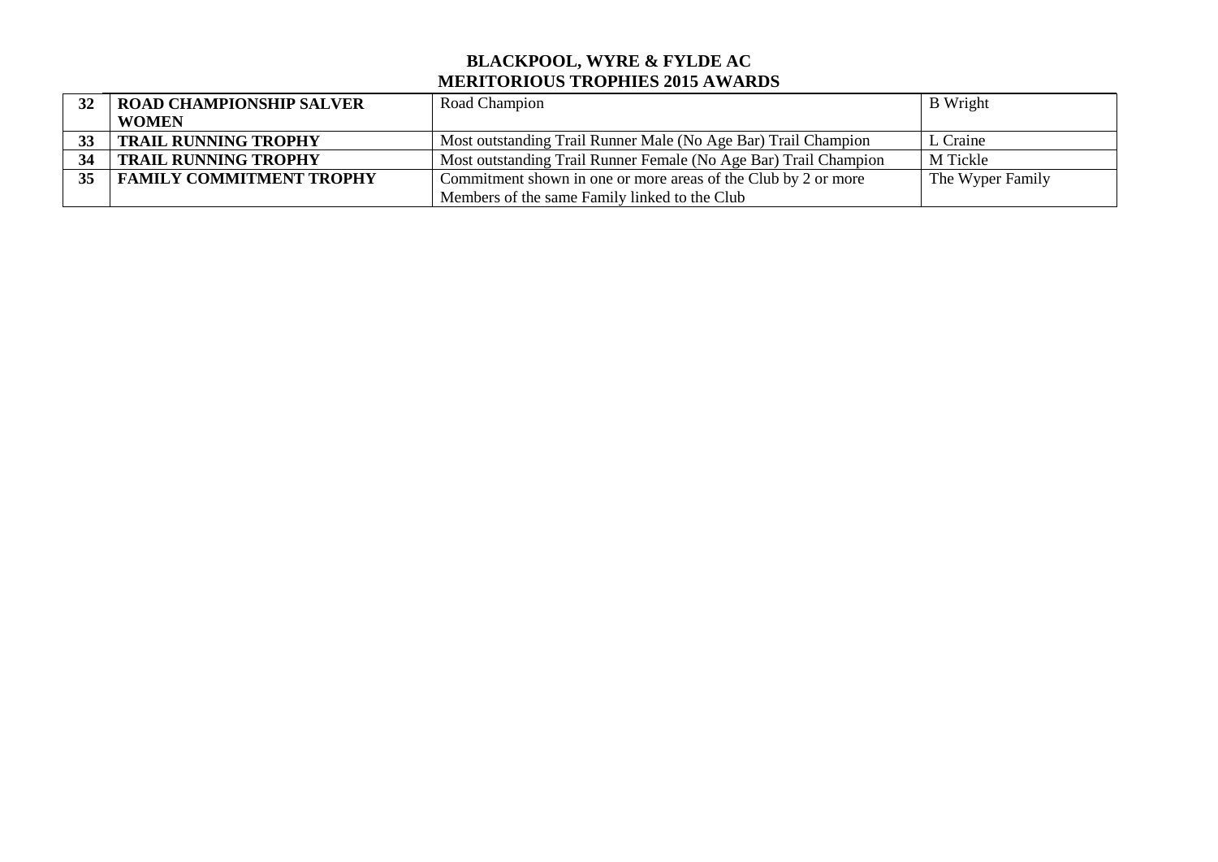# BLACKPOOL, WYRE & FYLDE AC
## MERITORIOUS TROPHIES 2015 AWARDS

| | | | |
|---|---|---|---|
| **32** | **ROAD CHAMPIONSHIP SALVER WOMEN** | Road Champion | B Wright |
| **33** | **TRAIL RUNNING TROPHY** | Most outstanding Trail Runner Male (No Age Bar) Trail Champion | L Craine |
| **34** | **TRAIL RUNNING TROPHY** | Most outstanding Trail Runner Female (No Age Bar) Trail Champion | M Tickle |
| **35** | **FAMILY COMMITMENT TROPHY** | Commitment shown in one or more areas of the Club by 2 or more Members of the same Family linked to the Club | The Wyper Family |